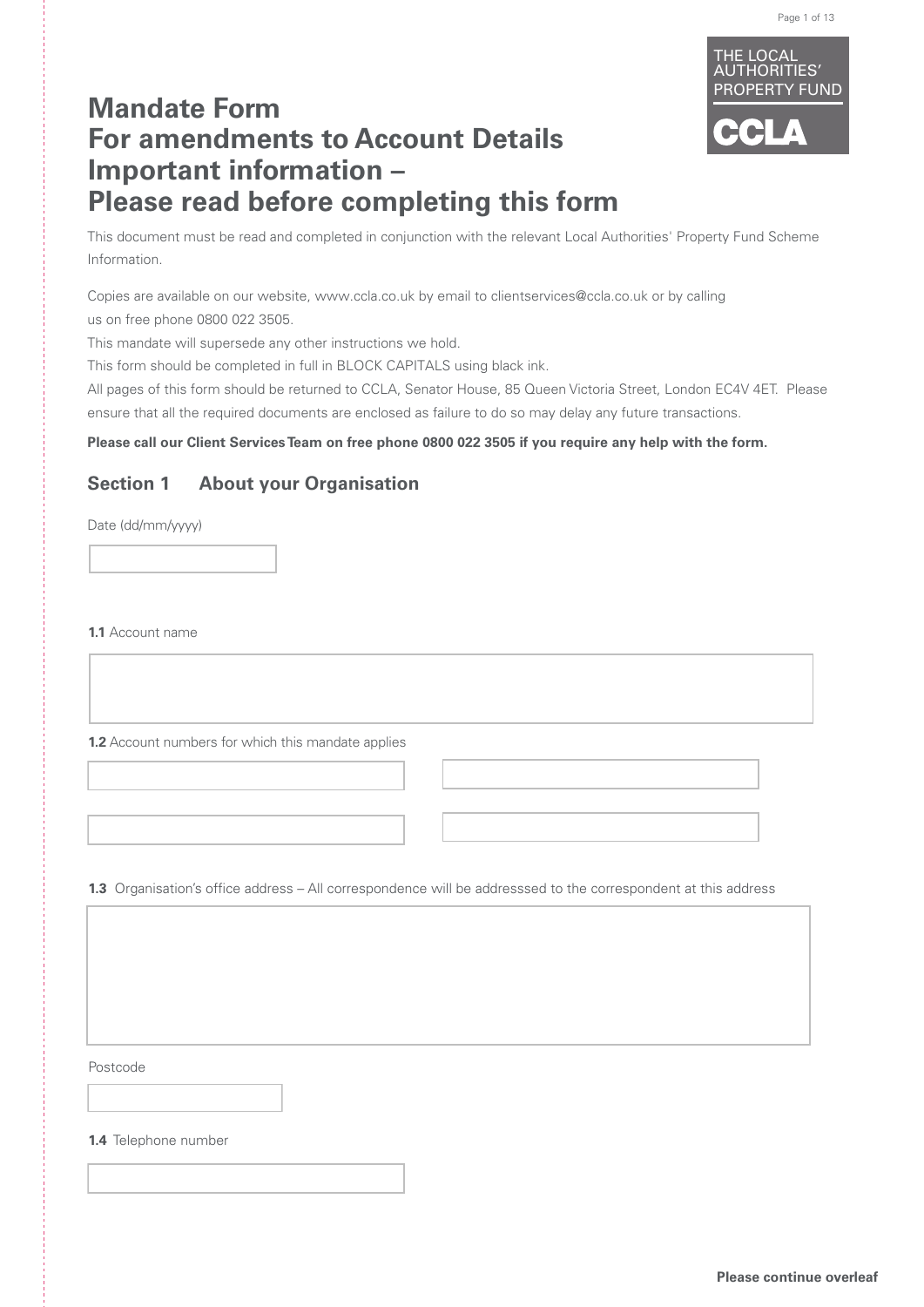THE LOCAL AUTHORITIES' PROPERTY FUND

CCLA

# Mandate Form
# For amendments to Account Details
# Important information – Please read before completing this form

This document must be read and completed in conjunction with the relevant Local Authorities' Property Fund Scheme Information.

Copies are available on our website, www.ccla.co.uk by email to clientservices@ccla.co.uk or by calling us on free phone 0800 022 3505.

This mandate will supersede any other instructions we hold.

This form should be completed in full in BLOCK CAPITALS using black ink.

All pages of this form should be returned to CCLA, Senator House, 85 Queen Victoria Street, London EC4V 4ET. Please ensure that all the required documents are enclosed as failure to do so may delay any future transactions.

**Please call our Client Services Team on free phone 0800 022 3505 if you require any help with the form.**

## Section 1 About your Organisation

Date (dd/mm/yyyy)

**1.1** Account name

**1.2** Account numbers for which this mandate applies

**1.3** Organisation's office address – All correspondence will be addresssed to the correspondent at this address

Postcode

**1.4** Telephone number

**Please continue overleaf**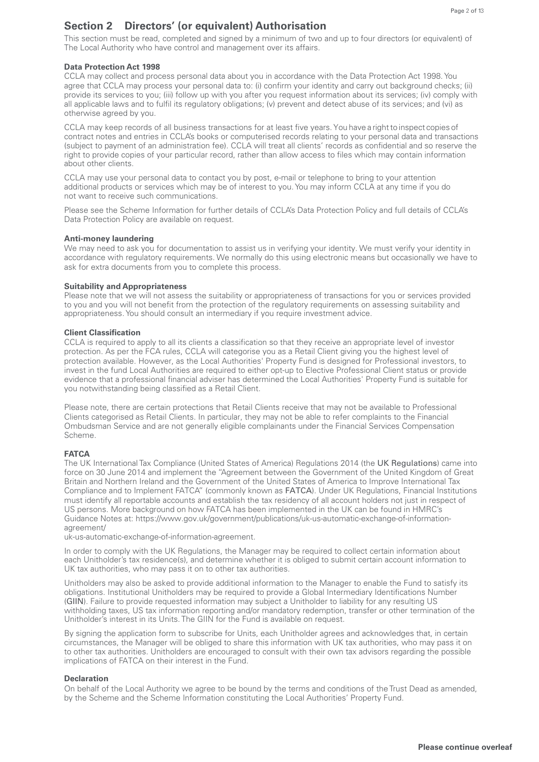## Section 2 Directors' (or equivalent) Authorisation

This section must be read, completed and signed by a minimum of two and up to four directors (or equivalent) of The Local Authority who have control and management over its affairs.

**Data Protection Act 1998**

CCLA may collect and process personal data about you in accordance with the Data Protection Act 1998. You agree that CCLA may process your personal data to: (i) confirm your identity and carry out background checks; (ii) provide its services to you; (iii) follow up with you after you request information about its services; (iv) comply with all applicable laws and to fulfil its regulatory obligations; (v) prevent and detect abuse of its services; and (vi) as otherwise agreed by you.

CCLA may keep records of all business transactions for at least five years. You have a right to inspect copies of contract notes and entries in CCLA's books or computerised records relating to your personal data and transactions (subject to payment of an administration fee). CCLA will treat all clients' records as confidential and so reserve the right to provide copies of your particular record, rather than allow access to files which may contain information about other clients.

CCLA may use your personal data to contact you by post, e-mail or telephone to bring to your attention additional products or services which may be of interest to you. You may inform CCLA at any time if you do not want to receive such communications.

Please see the Scheme Information for further details of CCLA's Data Protection Policy and full details of CCLA's Data Protection Policy are available on request.

**Anti-money laundering**

We may need to ask you for documentation to assist us in verifying your identity. We must verify your identity in accordance with regulatory requirements. We normally do this using electronic means but occasionally we have to ask for extra documents from you to complete this process.

**Suitability and Appropriateness**

Please note that we will not assess the suitability or appropriateness of transactions for you or services provided to you and you will not benefit from the protection of the regulatory requirements on assessing suitability and appropriateness. You should consult an intermediary if you require investment advice.

**Client Classification**

CCLA is required to apply to all its clients a classification so that they receive an appropriate level of investor protection. As per the FCA rules, CCLA will categorise you as a Retail Client giving you the highest level of protection available. However, as the Local Authorities' Property Fund is designed for Professional investors, to invest in the fund Local Authorities are required to either opt-up to Elective Professional Client status or provide evidence that a professional financial adviser has determined the Local Authorities' Property Fund is suitable for you notwithstanding being classified as a Retail Client.

Please note, there are certain protections that Retail Clients receive that may not be available to Professional Clients categorised as Retail Clients. In particular, they may not be able to refer complaints to the Financial Ombudsman Service and are not generally eligible complainants under the Financial Services Compensation Scheme.

**FATCA**

The UK International Tax Compliance (United States of America) Regulations 2014 (the UK Regulations) came into force on 30 June 2014 and implement the "Agreement between the Government of the United Kingdom of Great Britain and Northern Ireland and the Government of the United States of America to Improve International Tax Compliance and to Implement FATCA" (commonly known as FATCA). Under UK Regulations, Financial Institutions must identify all reportable accounts and establish the tax residency of all account holders not just in respect of US persons. More background on how FATCA has been implemented in the UK can be found in HMRC's Guidance Notes at: https://www.gov.uk/government/publications/uk-us-automatic-exchange-of-information-agreement/
uk-us-automatic-exchange-of-information-agreement.

In order to comply with the UK Regulations, the Manager may be required to collect certain information about each Unitholder's tax residence(s), and determine whether it is obliged to submit certain account information to UK tax authorities, who may pass it on to other tax authorities.

Unitholders may also be asked to provide additional information to the Manager to enable the Fund to satisfy its obligations. Institutional Unitholders may be required to provide a Global Intermediary Identifications Number (GIIN). Failure to provide requested information may subject a Unitholder to liability for any resulting US withholding taxes, US tax information reporting and/or mandatory redemption, transfer or other termination of the Unitholder's interest in its Units. The GIIN for the Fund is available on request.

By signing the application form to subscribe for Units, each Unitholder agrees and acknowledges that, in certain circumstances, the Manager will be obliged to share this information with UK tax authorities, who may pass it on to other tax authorities. Unitholders are encouraged to consult with their own tax advisors regarding the possible implications of FATCA on their interest in the Fund.

**Declaration**

On behalf of the Local Authority we agree to be bound by the terms and conditions of the Trust Dead as amended, by the Scheme and the Scheme Information constituting the Local Authorities' Property Fund.

**Please continue overleaf**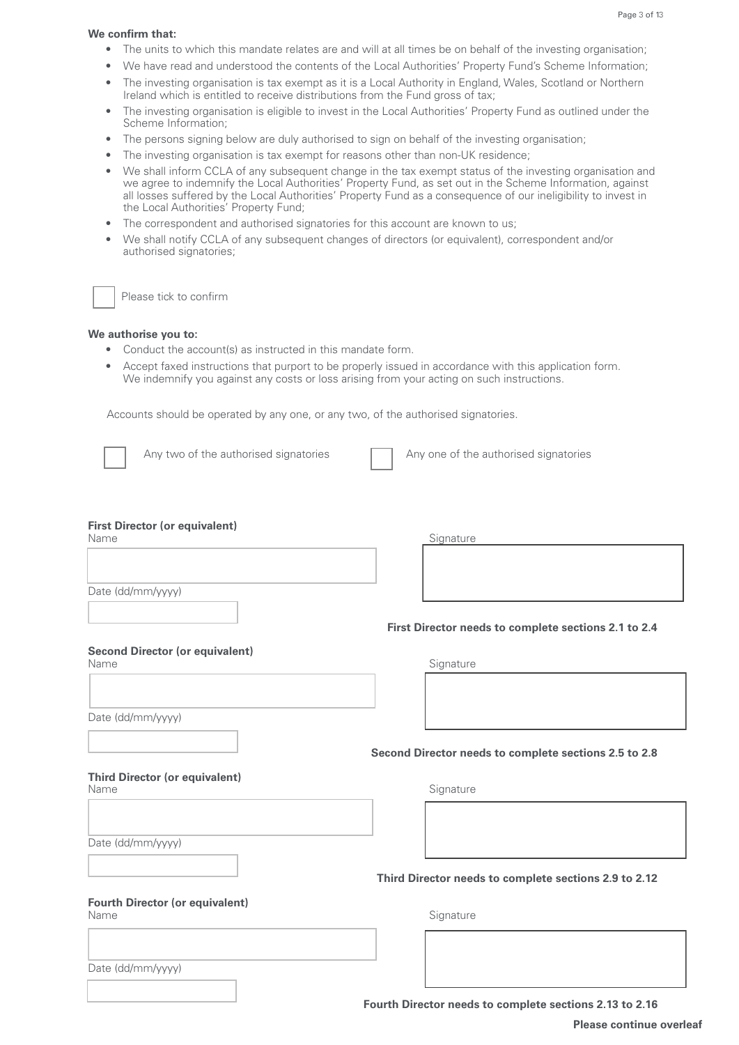**We confirm that:**

- The units to which this mandate relates are and will at all times be on behalf of the investing organisation;
- We have read and understood the contents of the Local Authorities' Property Fund's Scheme Information;
- The investing organisation is tax exempt as it is a Local Authority in England, Wales, Scotland or Northern Ireland which is entitled to receive distributions from the Fund gross of tax;
- The investing organisation is eligible to invest in the Local Authorities' Property Fund as outlined under the Scheme Information;
- The persons signing below are duly authorised to sign on behalf of the investing organisation;
- The investing organisation is tax exempt for reasons other than non-UK residence;
- We shall inform CCLA of any subsequent change in the tax exempt status of the investing organisation and we agree to indemnify the Local Authorities' Property Fund, as set out in the Scheme Information, against all losses suffered by the Local Authorities' Property Fund as a consequence of our ineligibility to invest in the Local Authorities' Property Fund;
- The correspondent and authorised signatories for this account are known to us;
- We shall notify CCLA of any subsequent changes of directors (or equivalent), correspondent and/or authorised signatories;

☐ Please tick to confirm

**We authorise you to:**

- Conduct the account(s) as instructed in this mandate form.
- Accept faxed instructions that purport to be properly issued in accordance with this application form. We indemnify you against any costs or loss arising from your acting on such instructions.

Accounts should be operated by any one, or any two, of the authorised signatories.

☐ Any two of the authorised signatories ☐ Any one of the authorised signatories

**First Director (or equivalent)**

Name

Signature

Date (dd/mm/yyyy)

**First Director needs to complete sections 2.1 to 2.4**

**Second Director (or equivalent)**

Name

Signature

Date (dd/mm/yyyy)

**Second Director needs to complete sections 2.5 to 2.8**

**Third Director (or equivalent)**

Name

Signature

Date (dd/mm/yyyy)

**Third Director needs to complete sections 2.9 to 2.12**

**Fourth Director (or equivalent)**

Name

Signature

Date (dd/mm/yyyy)

**Fourth Director needs to complete sections 2.13 to 2.16**

**Please continue overleaf**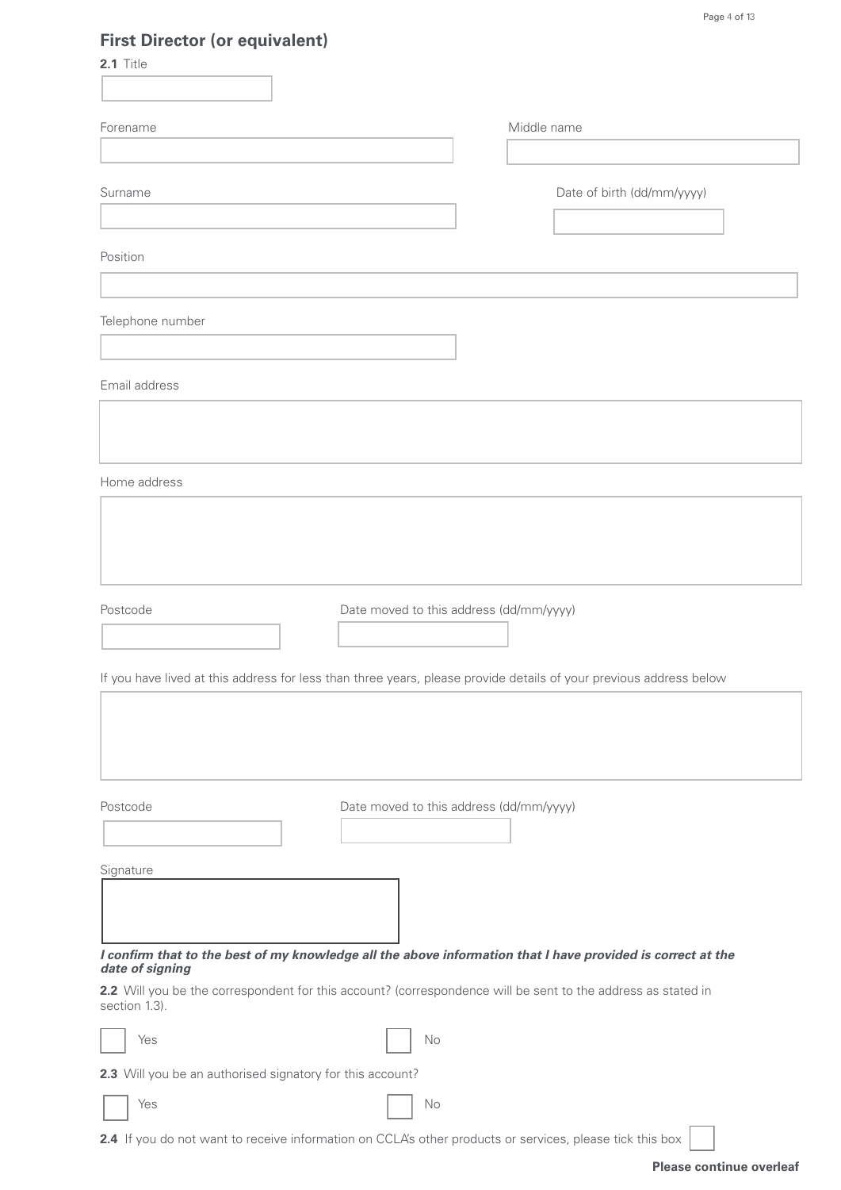## First Director (or equivalent)

**2.1** Title

Forename

Middle name

Surname

Date of birth (dd/mm/yyyy)

Position

Telephone number

Email address

Home address

Postcode

Date moved to this address (dd/mm/yyyy)

If you have lived at this address for less than three years, please provide details of your previous address below

Postcode

Date moved to this address (dd/mm/yyyy)

Signature

***I confirm that to the best of my knowledge all the above information that I have provided is correct at the date of signing***

**2.2** Will you be the correspondent for this account? (correspondence will be sent to the address as stated in section 1.3).

☐ Yes ☐ No

**2.3** Will you be an authorised signatory for this account?

☐ Yes ☐ No

**2.4** If you do not want to receive information on CCLA's other products or services, please tick this box ☐

**Please continue overleaf**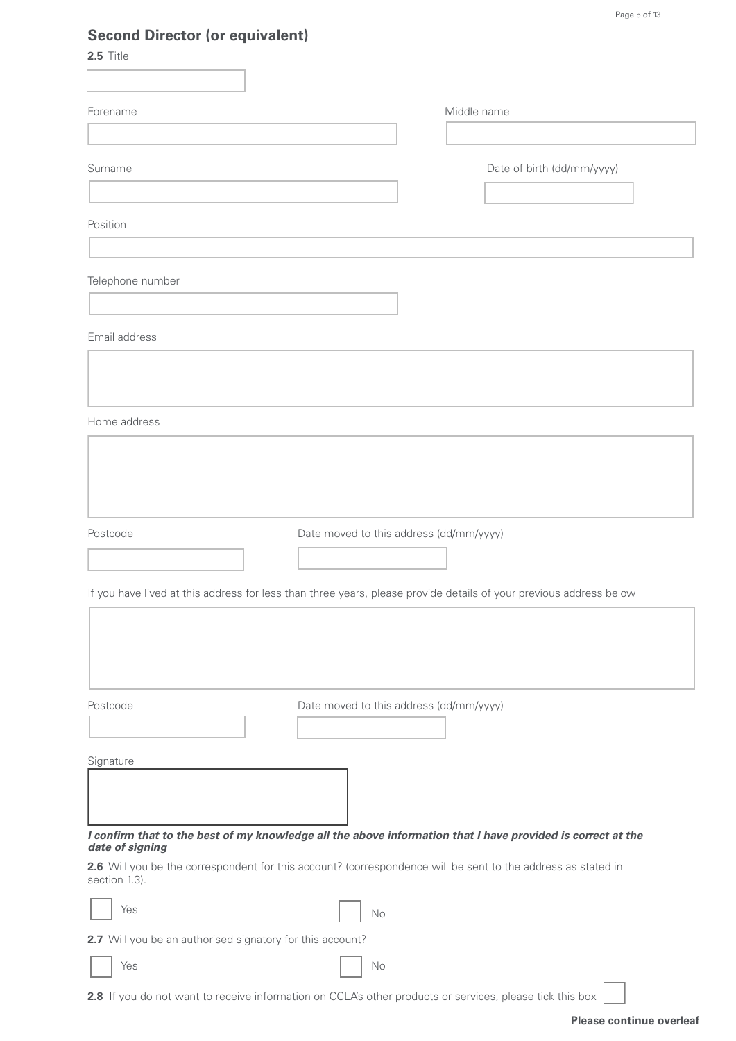## Second Director (or equivalent)

**2.5** Title

Forename

Middle name

Surname

Date of birth (dd/mm/yyyy)

Position

Telephone number

Email address

Home address

Postcode

Date moved to this address (dd/mm/yyyy)

If you have lived at this address for less than three years, please provide details of your previous address below

Postcode

Date moved to this address (dd/mm/yyyy)

Signature

***I confirm that to the best of my knowledge all the above information that I have provided is correct at the date of signing***

**2.6** Will you be the correspondent for this account? (correspondence will be sent to the address as stated in section 1.3).

☐ Yes ☐ No

**2.7** Will you be an authorised signatory for this account?

☐ Yes ☐ No

**2.8** If you do not want to receive information on CCLA's other products or services, please tick this box ☐

**Please continue overleaf**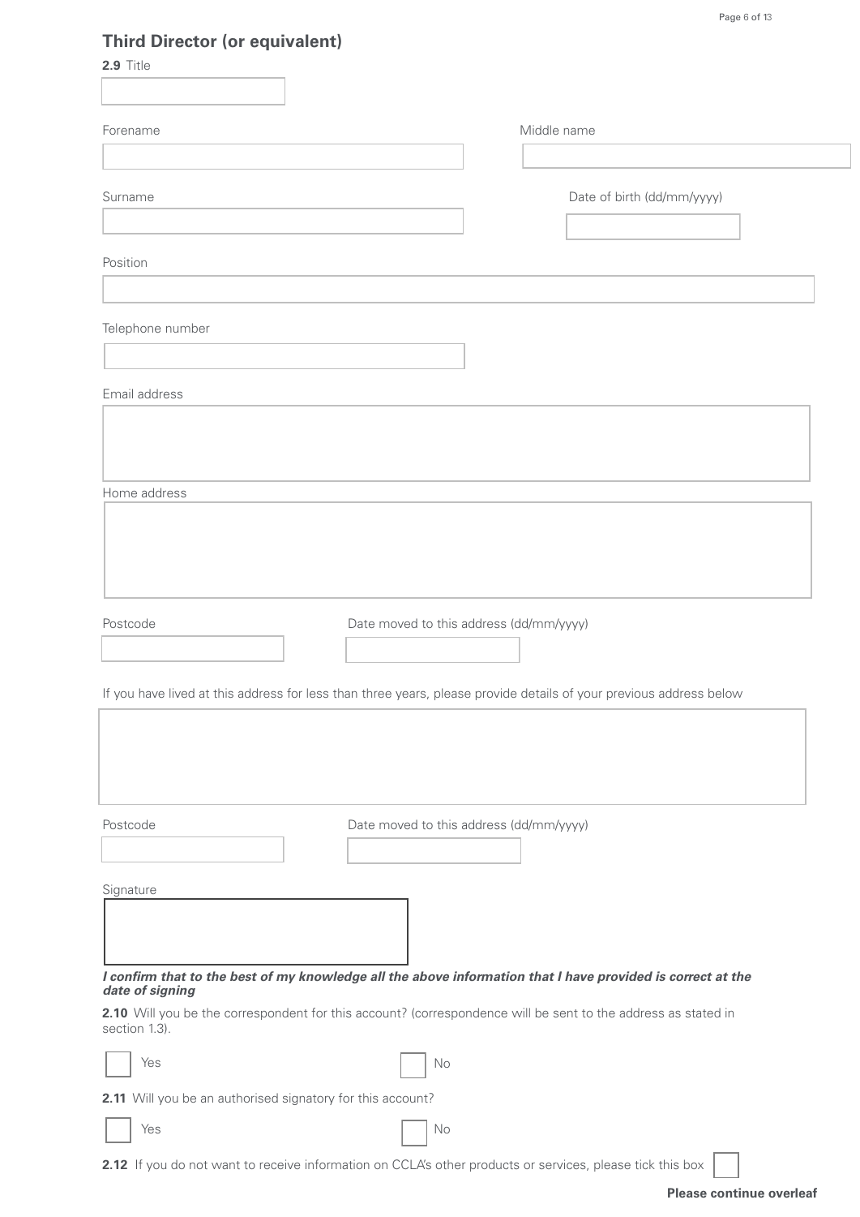## Third Director (or equivalent)

**2.9** Title

Forename

Middle name

Surname

Date of birth (dd/mm/yyyy)

Position

Telephone number

Email address

Home address

Postcode

Date moved to this address (dd/mm/yyyy)

If you have lived at this address for less than three years, please provide details of your previous address below

Postcode

Date moved to this address (dd/mm/yyyy)

Signature

***I confirm that to the best of my knowledge all the above information that I have provided is correct at the date of signing***

**2.10** Will you be the correspondent for this account? (correspondence will be sent to the address as stated in section 1.3).

☐ Yes ☐ No

**2.11** Will you be an authorised signatory for this account?

☐ Yes ☐ No

**2.12** If you do not want to receive information on CCLA's other products or services, please tick this box ☐

**Please continue overleaf**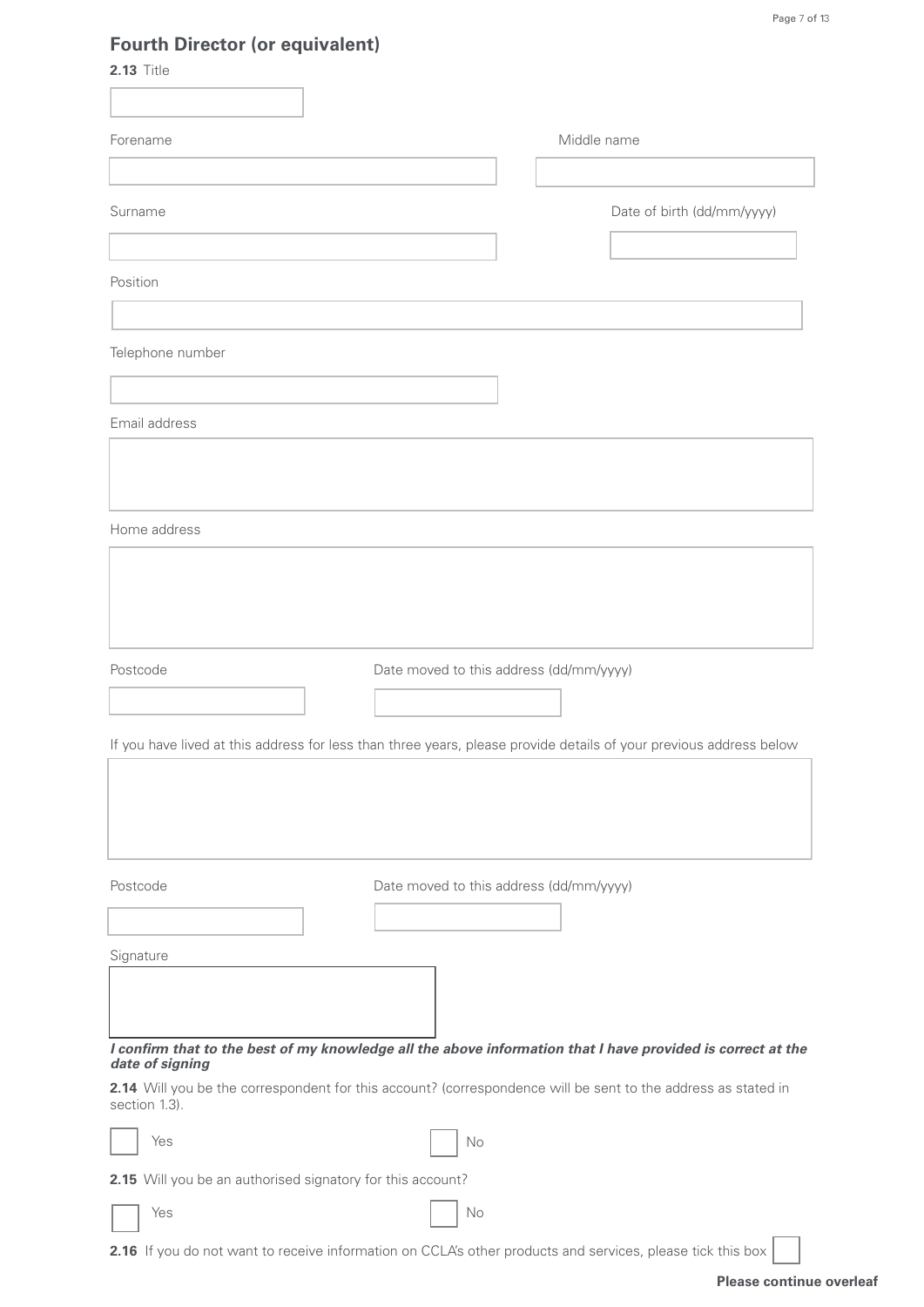## Fourth Director (or equivalent)

**2.13** Title

Forename

Middle name

Surname

Date of birth (dd/mm/yyyy)

Position

Telephone number

Email address

Home address

Postcode

Date moved to this address (dd/mm/yyyy)

If you have lived at this address for less than three years, please provide details of your previous address below

Postcode

Date moved to this address (dd/mm/yyyy)

Signature

***I confirm that to the best of my knowledge all the above information that I have provided is correct at the date of signing***

**2.14** Will you be the correspondent for this account? (correspondence will be sent to the address as stated in section 1.3).

☐ Yes ☐ No

**2.15** Will you be an authorised signatory for this account?

☐ Yes ☐ No

**2.16** If you do not want to receive information on CCLA's other products and services, please tick this box ☐

**Please continue overleaf**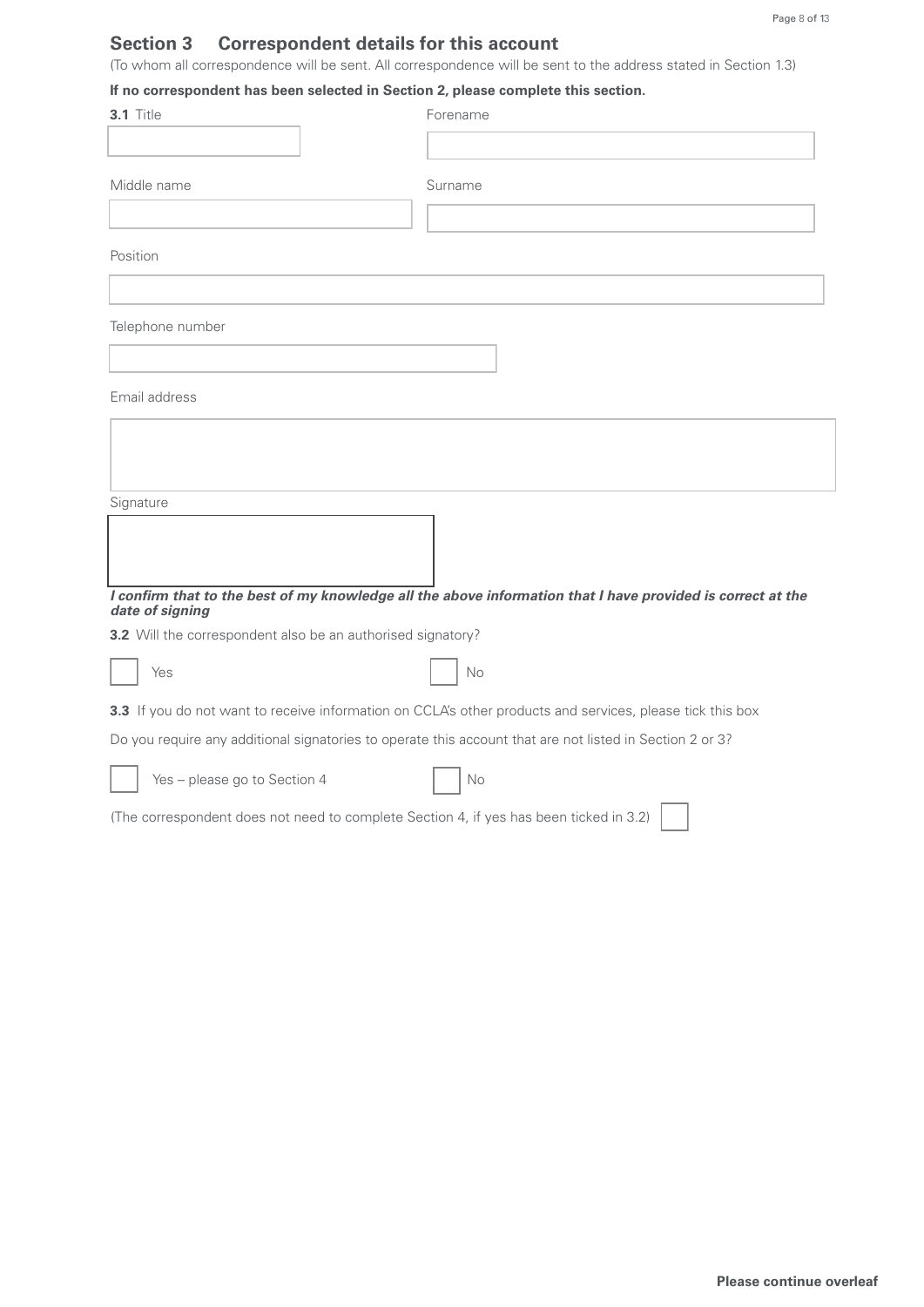## Section 3 Correspondent details for this account

(To whom all correspondence will be sent. All correspondence will be sent to the address stated in Section 1.3)

**If no correspondent has been selected in Section 2, please complete this section.**

**3.1** Title

Forename

Middle name

Surname

Position

Telephone number

Email address

Signature

***I confirm that to the best of my knowledge all the above information that I have provided is correct at the date of signing***

**3.2** Will the correspondent also be an authorised signatory?

☐ Yes ☐ No

**3.3** If you do not want to receive information on CCLA's other products and services, please tick this box

Do you require any additional signatories to operate this account that are not listed in Section 2 or 3?

☐ Yes – please go to Section 4 ☐ No

(The correspondent does not need to complete Section 4, if yes has been ticked in 3.2) ☐

**Please continue overleaf**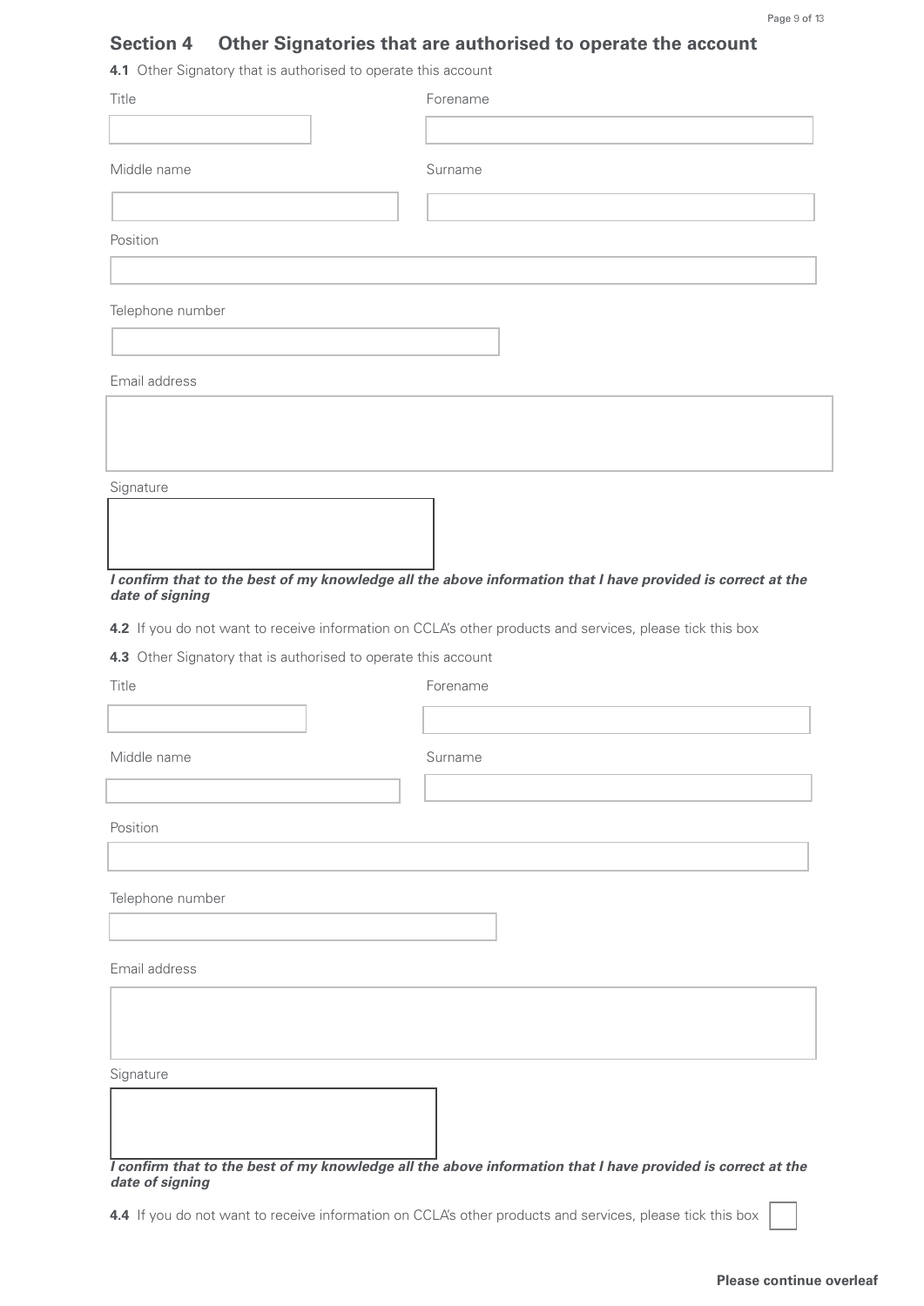## Section 4 Other Signatories that are authorised to operate the account

**4.1** Other Signatory that is authorised to operate this account

Title

Forename

Middle name

Surname

Position

Telephone number

Email address

Signature

***I confirm that to the best of my knowledge all the above information that I have provided is correct at the date of signing***

**4.2** If you do not want to receive information on CCLA's other products and services, please tick this box

**4.3** Other Signatory that is authorised to operate this account

Title

Forename

Middle name

Surname

Position

Telephone number

Email address

Signature

***I confirm that to the best of my knowledge all the above information that I have provided is correct at the date of signing***

**4.4** If you do not want to receive information on CCLA's other products and services, please tick this box ☐

**Please continue overleaf**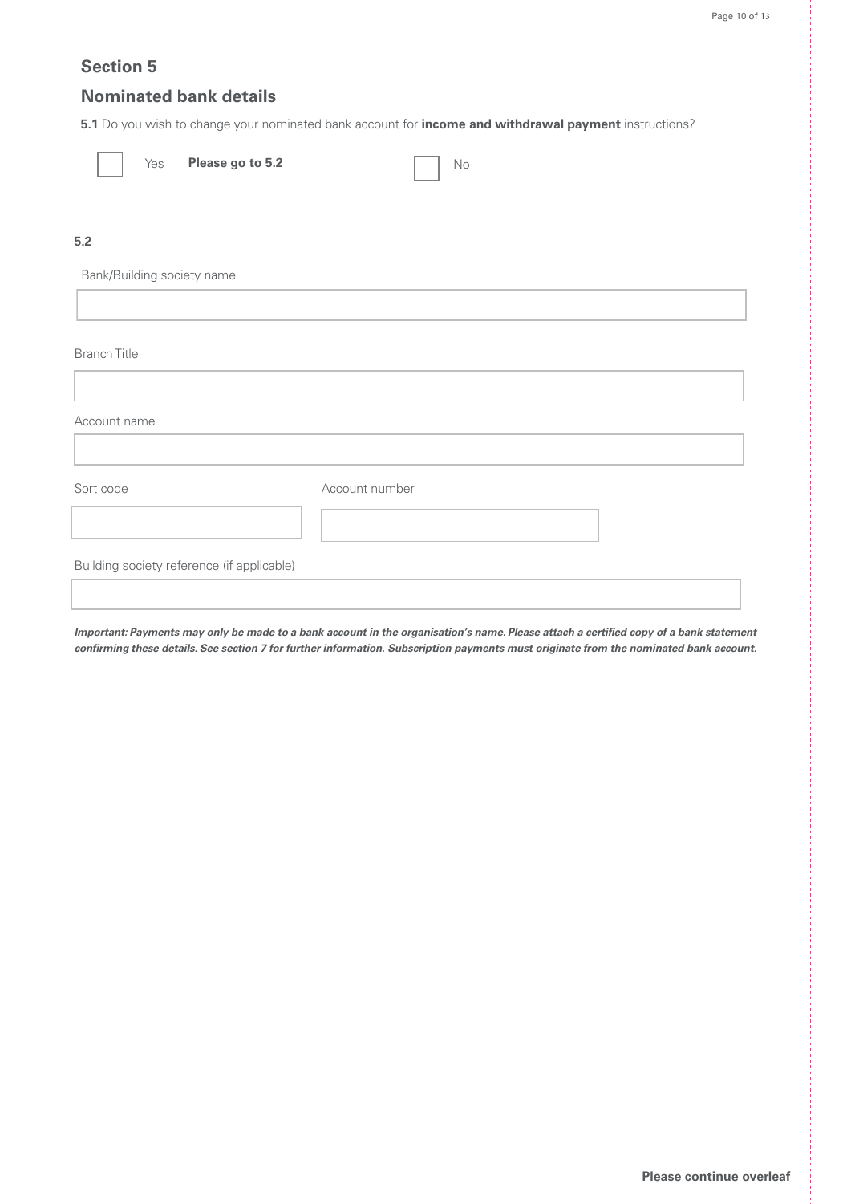## Section 5

## Nominated bank details

**5.1** Do you wish to change your nominated bank account for **income and withdrawal payment** instructions?

☐ Yes **Please go to 5.2** ☐ No

**5.2**

Bank/Building society name

Branch Title

Account name

Sort code

Account number

Building society reference (if applicable)

***Important: Payments may only be made to a bank account in the organisation's name. Please attach a certified copy of a bank statement confirming these details. See section 7 for further information. Subscription payments must originate from the nominated bank account.***

**Please continue overleaf**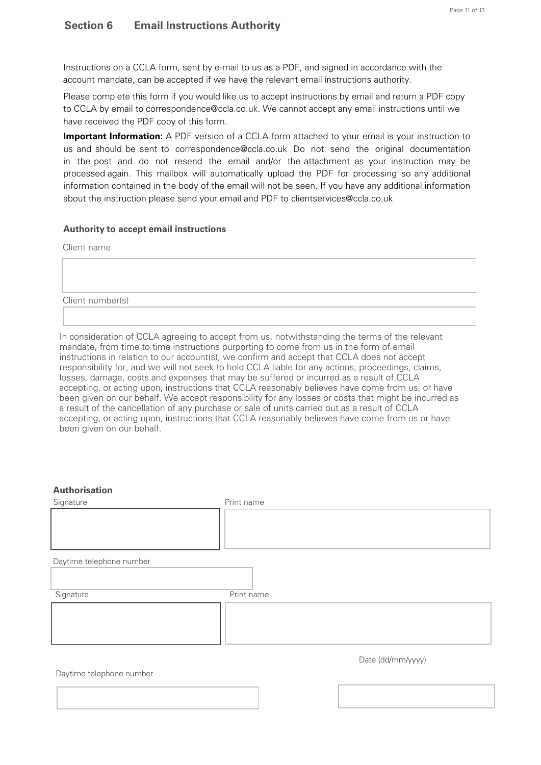## Section 6 Email Instructions Authority

Instructions on a CCLA form, sent by e-mail to us as a PDF, and signed in accordance with the account mandate, can be accepted if we have the relevant email instructions authority.

Please complete this form if you would like us to accept instructions by email and return a PDF copy to CCLA by email to correspondence@ccla.co.uk. We cannot accept any email instructions until we have received the PDF copy of this form.

**Important Information:** A PDF version of a CCLA form attached to your email is your instruction to us and should be sent to correspondence@ccla.co.uk Do not send the original documentation in the post and do not resend the email and/or the attachment as your instruction may be processed again. This mailbox will automatically upload the PDF for processing so any additional information contained in the body of the email will not be seen. If you have any additional information about the instruction please send your email and PDF to clientservices@ccla.co.uk

### Authority to accept email instructions

Client name

Client number(s)

In consideration of CCLA agreeing to accept from us, notwithstanding the terms of the relevant mandate, from time to time instructions purporting to come from us in the form of email instructions in relation to our account(s), we confirm and accept that CCLA does not accept responsibility for, and we will not seek to hold CCLA liable for any actions, proceedings, claims, losses, damage, costs and expenses that may be suffered or incurred as a result of CCLA accepting, or acting upon, instructions that CCLA reasonably believes have come from us, or have been given on our behalf. We accept responsibility for any losses or costs that might be incurred as a result of the cancellation of any purchase or sale of units carried out as a result of CCLA accepting, or acting upon, instructions that CCLA reasonably believes have come from us or have been given on our behalf.

### Authorisation

Signature

Print name

Daytime telephone number

Signature

Print name

Date (dd/mm/yyyy)

Daytime telephone number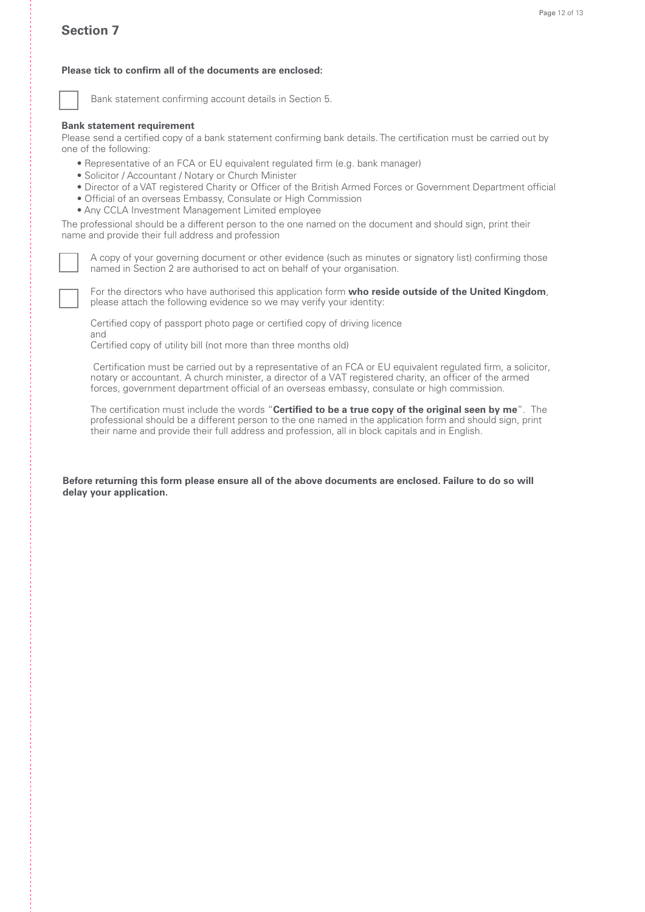## Section 7

**Please tick to confirm all of the documents are enclosed:**

☐ Bank statement confirming account details in Section 5.

**Bank statement requirement**

Please send a certified copy of a bank statement confirming bank details. The certification must be carried out by one of the following:

- Representative of an FCA or EU equivalent regulated firm (e.g. bank manager)
- Solicitor / Accountant / Notary or Church Minister
- Director of a VAT registered Charity or Officer of the British Armed Forces or Government Department official
- Official of an overseas Embassy, Consulate or High Commission
- Any CCLA Investment Management Limited employee

The professional should be a different person to the one named on the document and should sign, print their name and provide their full address and profession

☐ A copy of your governing document or other evidence (such as minutes or signatory list) confirming those named in Section 2 are authorised to act on behalf of your organisation.

☐ For the directors who have authorised this application form **who reside outside of the United Kingdom**, please attach the following evidence so we may verify your identity:

Certified copy of passport photo page or certified copy of driving licence
and
Certified copy of utility bill (not more than three months old)

Certification must be carried out by a representative of an FCA or EU equivalent regulated firm, a solicitor, notary or accountant. A church minister, a director of a VAT registered charity, an officer of the armed forces, government department official of an overseas embassy, consulate or high commission.

The certification must include the words "**Certified to be a true copy of the original seen by me**". The professional should be a different person to the one named in the application form and should sign, print their name and provide their full address and profession, all in block capitals and in English.

**Before returning this form please ensure all of the above documents are enclosed. Failure to do so will delay your application.**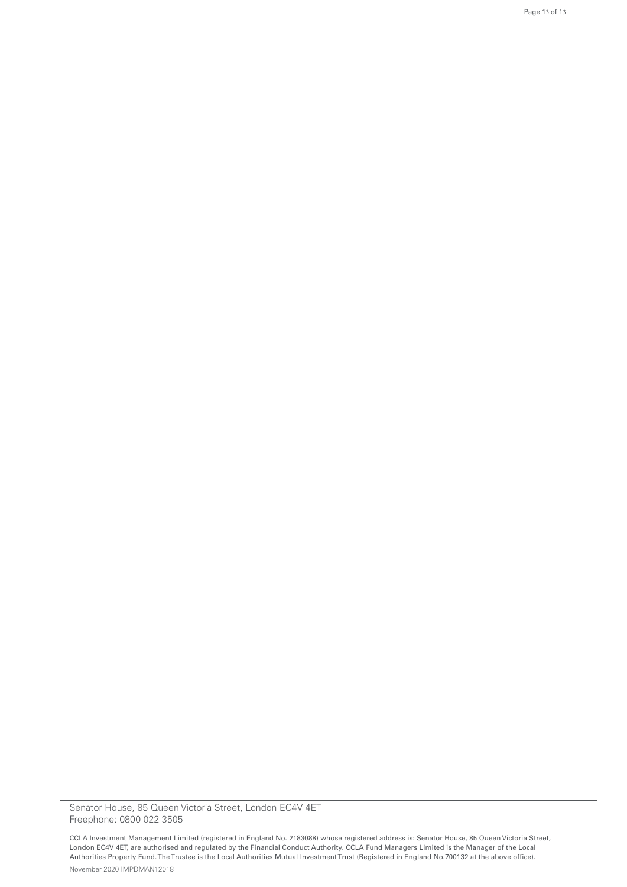Senator House, 85 Queen Victoria Street, London EC4V 4ET
Freephone: 0800 022 3505

CCLA Investment Management Limited (registered in England No. 2183088) whose registered address is: Senator House, 85 Queen Victoria Street, London EC4V 4ET, are authorised and regulated by the Financial Conduct Authority. CCLA Fund Managers Limited is the Manager of the Local Authorities Property Fund. The Trustee is the Local Authorities Mutual Investment Trust (Registered in England No.700132 at the above office).

November 2020 IMPDMAN12018